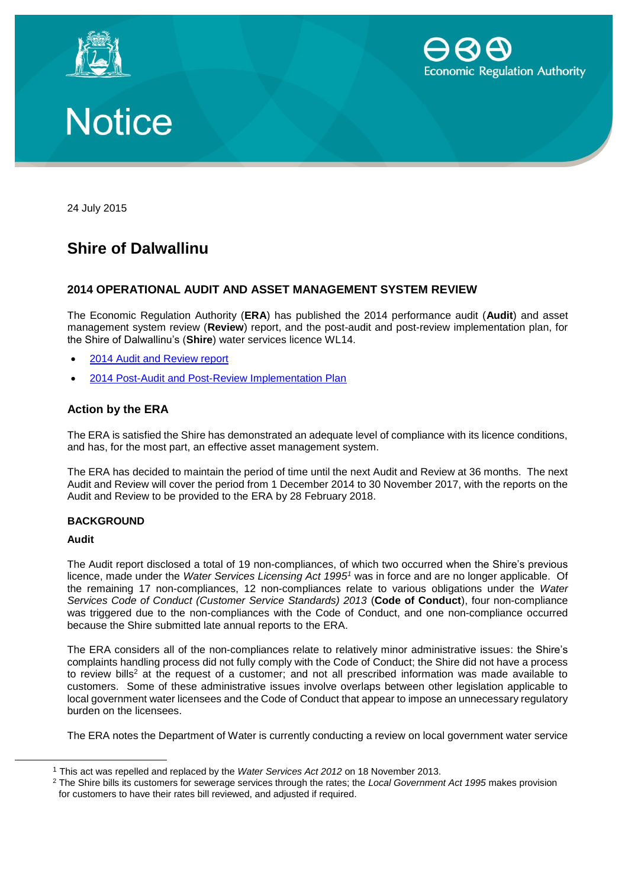# Notice

24 July 2015

## Shire of Dalwallinu

### 2014 OPERATIONAL AUDIT AND ASSET MANAGEMENT SYSTEM REVIEW

The Economic Regulation Authority (**ERA**) has published the 2014 performance audit (**Audit**) and asset management system review (**Review**) report, and the post-audit and post-review implementation plan, for the Shire of Dalwallinu's (**Shire**) water services licence WL14.

- [2014 Audit and Review report]
- [2014 Post-Audit and Post-Review Implementation Plan]

### Action by the ERA

The ERA is satisfied the Shire has demonstrated an adequate level of compliance with its licence conditions, and has, for the most part, an effective asset management system.

The ERA has decided to maintain the period of time until the next Audit and Review at 36 months. The next Audit and Review will cover the period from 1 December 2014 to 30 November 2017, with the reports on the Audit and Review to be provided to the ERA by 28 February 2018.

#### BACKGROUND

**Audit**

The Audit report disclosed a total of 19 non-compliances, of which two occurred when the Shire's previous licence, made under the *Water Services Licensing Act 1995*[1] was in force and are no longer applicable. Of the remaining 17 non-compliances, 12 non-compliances relate to various obligations under the *Water Services Code of Conduct (Customer Service Standards) 2013* (**Code of Conduct**), four non-compliance was triggered due to the non-compliances with the Code of Conduct, and one non-compliance occurred because the Shire submitted late annual reports to the ERA.

The ERA considers all of the non-compliances relate to relatively minor administrative issues: the Shire's complaints handling process did not fully comply with the Code of Conduct; the Shire did not have a process to review bills[2] at the request of a customer; and not all prescribed information was made available to customers. Some of these administrative issues involve overlaps between other legislation applicable to local government water licensees and the Code of Conduct that appear to impose an unnecessary regulatory burden on the licensees.

The ERA notes the Department of Water is currently conducting a review on local government water service

---

[1] This act was repelled and replaced by the *Water Services Act 2012* on 18 November 2013.

[2] The Shire bills its customers for sewerage services through the rates; the *Local Government Act 1995* makes provision for customers to have their rates bill reviewed, and adjusted if required.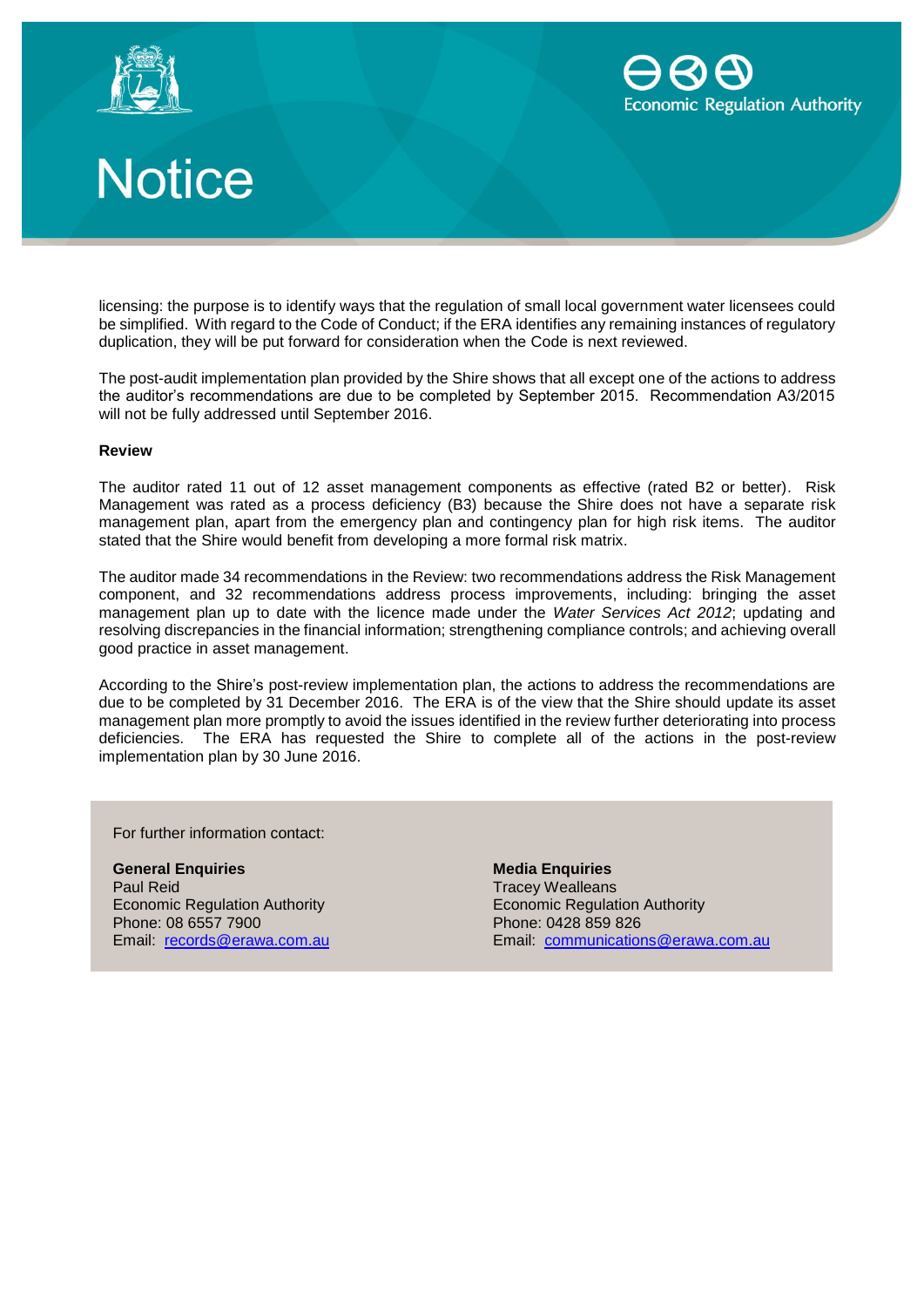# Notice

licensing: the purpose is to identify ways that the regulation of small local government water licensees could be simplified. With regard to the Code of Conduct; if the ERA identifies any remaining instances of regulatory duplication, they will be put forward for consideration when the Code is next reviewed.

The post-audit implementation plan provided by the Shire shows that all except one of the actions to address the auditor's recommendations are due to be completed by September 2015. Recommendation A3/2015 will not be fully addressed until September 2016.

**Review**

The auditor rated 11 out of 12 asset management components as effective (rated B2 or better). Risk Management was rated as a process deficiency (B3) because the Shire does not have a separate risk management plan, apart from the emergency plan and contingency plan for high risk items. The auditor stated that the Shire would benefit from developing a more formal risk matrix.

The auditor made 34 recommendations in the Review: two recommendations address the Risk Management component, and 32 recommendations address process improvements, including: bringing the asset management plan up to date with the licence made under the *Water Services Act 2012*; updating and resolving discrepancies in the financial information; strengthening compliance controls; and achieving overall good practice in asset management.

According to the Shire's post-review implementation plan, the actions to address the recommendations are due to be completed by 31 December 2016. The ERA is of the view that the Shire should update its asset management plan more promptly to avoid the issues identified in the review further deteriorating into process deficiencies. The ERA has requested the Shire to complete all of the actions in the post-review implementation plan by 30 June 2016.

For further information contact:

**General Enquiries**
Paul Reid
Economic Regulation Authority
Phone: 08 6557 7900
Email: records@erawa.com.au

**Media Enquiries**
Tracey Wealleans
Economic Regulation Authority
Phone: 0428 859 826
Email: communications@erawa.com.au